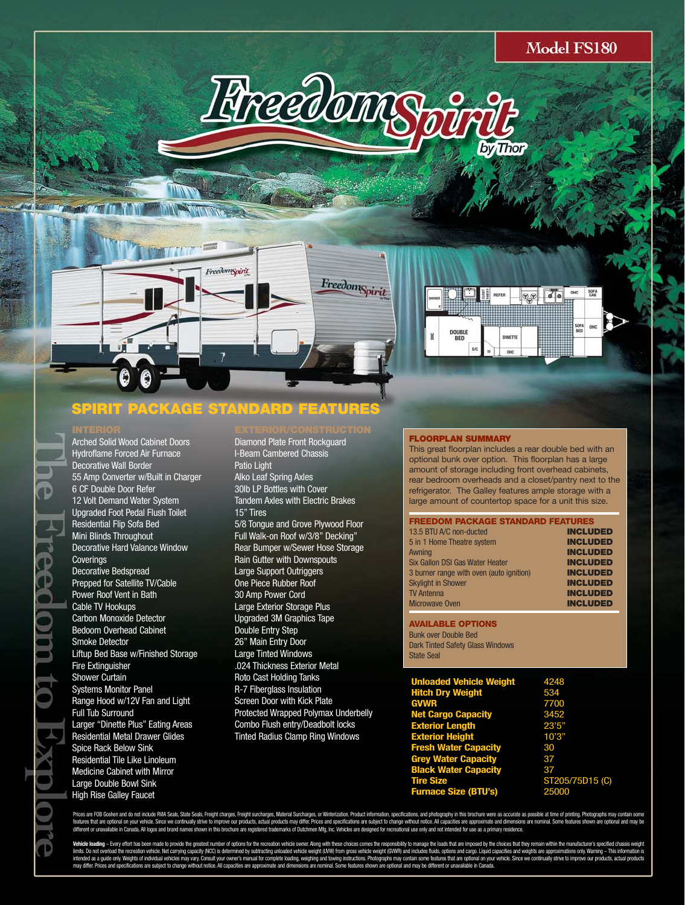Model FS180

# Freedom Spirit by Thor

## SPIRIT PACKAGE STANDARD FEATURES

### INTERIOR

- Arched Solid Wood Cabinet Doors
- Hydroflame Forced Air Furnace
- Decorative Wall Border
- 55 Amp Converter w/Built in Charger
- 6 CF Double Door Refer
- 12 Volt Demand Water System
- Upgraded Foot Pedal Flush Toilet
- Residential Flip Sofa Bed
- Mini Blinds Throughout
- Decorative Hard Valance Window Coverings
- Decorative Bedspread
- Prepped for Satellite TV/Cable
- Power Roof Vent in Bath
- Cable TV Hookups
- Carbon Monoxide Detector
- Bedoom Overhead Cabinet
- Smoke Detector
- Liftup Bed Base w/Finished Storage
- Fire Extinguisher
- Shower Curtain
- Systems Monitor Panel
- Range Hood w/12V Fan and Light
- Full Tub Surround
- Larger "Dinette Plus" Eating Areas
- Residential Metal Drawer Glides
- Spice Rack Below Sink
- Residential Tile Like Linoleum
- Medicine Cabinet with Mirror
- Large Double Bowl Sink
- High Rise Galley Faucet

### EXTERIOR/CONSTRUCTION

- Diamond Plate Front Rockguard
- I-Beam Cambered Chassis
- Patio Light
- Alko Leaf Spring Axles
- 30lb LP Bottles with Cover
- Tandem Axles with Electric Brakes
- 15" Tires
- 5/8 Tongue and Grove Plywood Floor
- Full Walk-on Roof w/3/8" Decking"
- Rear Bumper w/Sewer Hose Storage
- Rain Gutter with Downspouts
- Large Support Outriggers
- One Piece Rubber Roof
- 30 Amp Power Cord
- Large Exterior Storage Plus
- Upgraded 3M Graphics Tape
- Double Entry Step
- 26" Main Entry Door
- Large Tinted Windows
- .024 Thickness Exterior Metal
- Roto Cast Holding Tanks
- R-7 Fiberglass Insulation
- Screen Door with Kick Plate
- Protected Wrapped Polymax Underbelly
- Combo Flush entry/Deadbolt locks
- Tinted Radius Clamp Ring Windows

### FLOORPLAN SUMMARY

This great floorplan includes a rear double bed with an optional bunk over option. This floorplan has a large amount of storage including front overhead cabinets, rear bedroom overheads and a closet/pantry next to the refrigerator. The Galley features ample storage with a large amount of countertop space for a unit this size.

### FREEDOM PACKAGE STANDARD FEATURES

| Feature | |
|---|---|
| 13.5 BTU A/C non-ducted | **INCLUDED** |
| 5 in 1 Home Theatre system | **INCLUDED** |
| Awning | **INCLUDED** |
| Six Gallon DSI Gas Water Heater | **INCLUDED** |
| 3 burner range with oven (auto ignition) | **INCLUDED** |
| Skylight in Shower | **INCLUDED** |
| TV Antenna | **INCLUDED** |
| Microwave Oven | **INCLUDED** |

### AVAILABLE OPTIONS

- Bunk over Double Bed
- Dark Tinted Safety Glass Windows
- State Seal

| Specification | Value |
|---|---|
| **Unloaded Vehicle Weight** | 4248 |
| **Hitch Dry Weight** | 534 |
| **GVWR** | 7700 |
| **Net Cargo Capacity** | 3452 |
| **Exterior Length** | 23'5" |
| **Exterior Height** | 10'3" |
| **Fresh Water Capacity** | 30 |
| **Grey Water Capacity** | 37 |
| **Black Water Capacity** | 37 |
| **Tire Size** | ST205/75D15 (C) |
| **Furnace Size (BTU's)** | 25000 |

The Freedom to Explore

Prices are FOB Goshen and do not include RVIA Seals, State Seals, Freight charges, Freight surcharges, Material Surcharges, or Winterization. Product information, specifications, and photography in this brochure were as accurate as possible at time of printing. Photographs may contain some features that are optional on your vehicle. Since we continually strive to improve our products, actual products may differ. Prices and specifications are subject to change without notice. All capacities are approximate and dimensions are nominal. Some features shown are optional and may be different or unavailable in Canada. All logos and brand names shown in this brochure are registered trademarks of Dutchmen Mfg, Inc. Vehicles are designed for recreational use only and not intended for use as a primary residence.

**Vehicle loading** – Every effort has been made to provide the greatest number of options for the recreation vehicle owner. Along with these choices comes the responsibility to manage the loads that are imposed by the choices that they remain within the manufacturer's specified chassis weight limits. Do not overload the recreation vehicle. Net carrying capacity (NCC) is determined by subtracting unloaded vehicle weight (UVW) from gross vehicle weight (GVWR) and includes fluids, options and cargo. Liquid capacities and weights are approximations only. Warning – This information is intended as a guide only. Weights of individual vehicles may vary. Consult your owner's manual for complete loading, weighing and towing instructions. Photographs may contain some features that are optional on your vehicle. Since we continually strive to improve our products, actual products may differ. Prices and specifications are subject to change without notice. All capacities are approximate and dimensions are nominal. Some features shown are optional and may be different or unavailable in Canada.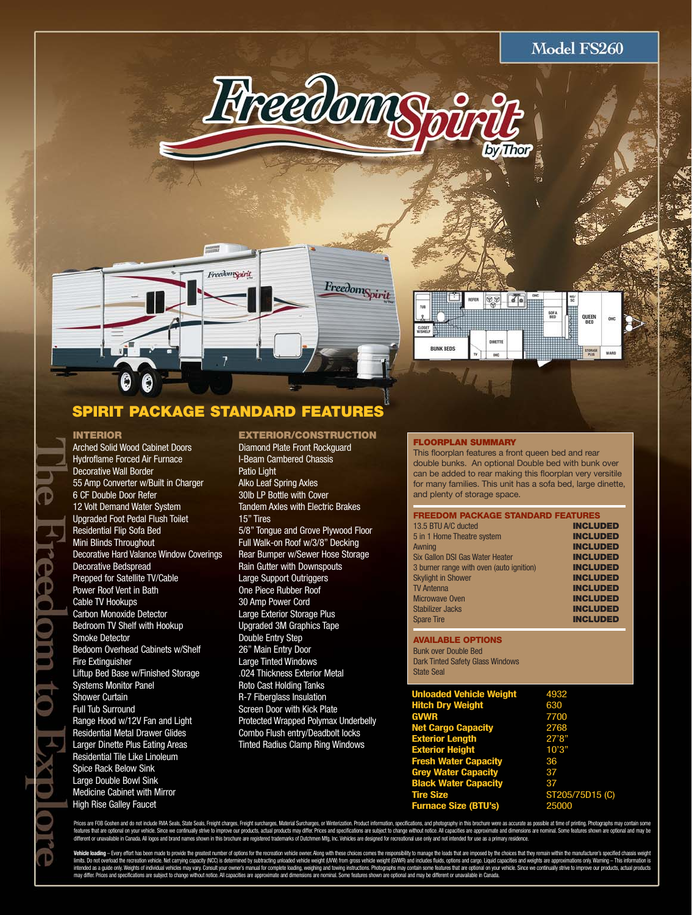## Model FS260

# Freedom Spirit by Thor

## SPIRIT PACKAGE STANDARD FEATURES

### INTERIOR

- Arched Solid Wood Cabinet Doors
- Hydroflame Forced Air Furnace
- Decorative Wall Border
- 55 Amp Converter w/Built in Charger
- 6 CF Double Door Refer
- 12 Volt Demand Water System
- Upgraded Foot Pedal Flush Toilet
- Residential Flip Sofa Bed
- Mini Blinds Throughout
- Decorative Hard Valance Window Coverings
- Decorative Bedspread
- Prepped for Satellite TV/Cable
- Power Roof Vent in Bath
- Cable TV Hookups
- Carbon Monoxide Detector
- Bedroom TV Shelf with Hookup
- Smoke Detector
- Bedoom Overhead Cabinets w/Shelf
- Fire Extinguisher
- Liftup Bed Base w/Finished Storage
- Systems Monitor Panel
- Shower Curtain
- Full Tub Surround
- Range Hood w/12V Fan and Light
- Residential Metal Drawer Glides
- Larger Dinette Plus Eating Areas
- Residential Tile Like Linoleum
- Spice Rack Below Sink
- Large Double Bowl Sink
- Medicine Cabinet with Mirror
- High Rise Galley Faucet

### EXTERIOR/CONSTRUCTION

- Diamond Plate Front Rockguard
- I-Beam Cambered Chassis
- Patio Light
- Alko Leaf Spring Axles
- 30lb LP Bottle with Cover
- Tandem Axles with Electric Brakes
- 15" Tires
- 5/8" Tongue and Grove Plywood Floor
- Full Walk-on Roof w/3/8" Decking
- Rear Bumper w/Sewer Hose Storage
- Rain Gutter with Downspouts
- Large Support Outriggers
- One Piece Rubber Roof
- 30 Amp Power Cord
- Large Exterior Storage Plus
- Upgraded 3M Graphics Tape
- Double Entry Step
- 26" Main Entry Door
- Large Tinted Windows
- .024 Thickness Exterior Metal
- Roto Cast Holding Tanks
- R-7 Fiberglass Insulation
- Screen Door with Kick Plate
- Protected Wrapped Polymax Underbelly
- Combo Flush entry/Deadbolt locks
- Tinted Radius Clamp Ring Windows

### FLOORPLAN SUMMARY

This floorplan features a front queen bed and rear double bunks. An optional Double bed with bunk over can be added to rear making this floorplan very versitile for many families. This unit has a sofa bed, large dinette, and plenty of storage space.

### FREEDOM PACKAGE STANDARD FEATURES

| Feature | |
|---|---|
| 13.5 BTU A/C ducted | INCLUDED |
| 5 in 1 Home Theatre system | INCLUDED |
| Awning | INCLUDED |
| Six Gallon DSI Gas Water Heater | INCLUDED |
| 3 burner range with oven (auto ignition) | INCLUDED |
| Skylight in Shower | INCLUDED |
| TV Antenna | INCLUDED |
| Microwave Oven | INCLUDED |
| Stabilizer Jacks | INCLUDED |
| Spare Tire | INCLUDED |

### AVAILABLE OPTIONS

- Bunk over Double Bed
- Dark Tinted Safety Glass Windows
- State Seal

| Specification | |
|---|---|
| Unloaded Vehicle Weight | 4932 |
| Hitch Dry Weight | 630 |
| GVWR | 7700 |
| Net Cargo Capacity | 2768 |
| Exterior Length | 27'8" |
| Exterior Height | 10'3" |
| Fresh Water Capacity | 36 |
| Grey Water Capacity | 37 |
| Black Water Capacity | 37 |
| Tire Size | ST205/75D15 (C) |
| Furnace Size (BTU's) | 25000 |

The Freedom to Explore

Prices are FOB Goshen and do not include RVIA Seals, State Seals, Freight charges, Freight surcharges, Material Surcharges, or Winterization. Product information, specifications, and photography in this brochure were as accurate as possible at time of printing. Photographs may contain some features that are optional on your vehicle. Since we continually strive to improve our products, actual products may differ. Prices and specifications are subject to change without notice. All capacities are approximate and dimensions are nominal. Some features shown are optional and may be different or unavailable in Canada. All logos and brand names shown in this brochure are registered trademarks of Dutchmen Mfg, Inc. Vehicles are designed for recreational use only and not intended for use as a primary residence.

**Vehicle loading** – Every effort has been made to provide the greatest number of options for the recreation vehicle owner. Along with these choices comes the responsibility to manage the loads that are imposed by the choices that they remain within the manufacturer's specified chassis weight limits. Do not overload the recreation vehicle. Net carrying capacity (NCC) is determined by subtracting unloaded vehicle weight (UVW) from gross vehicle weight (GVWR) and includes fluids, options and cargo. Liquid capacities and weights are approximations only. Warning – This information is intended as a guide only. Weights of individual vehicles may vary. Consult your owner's manual for complete loading, weighing and towing instructions. Photographs may contain some features that are optional on your vehicle. Since we continually strive to improve our products, actual products may differ. Prices and specifications are subject to change without notice. All capacities are approximate and dimensions are nominal. Some features shown are optional and may be different or unavailable in Canada.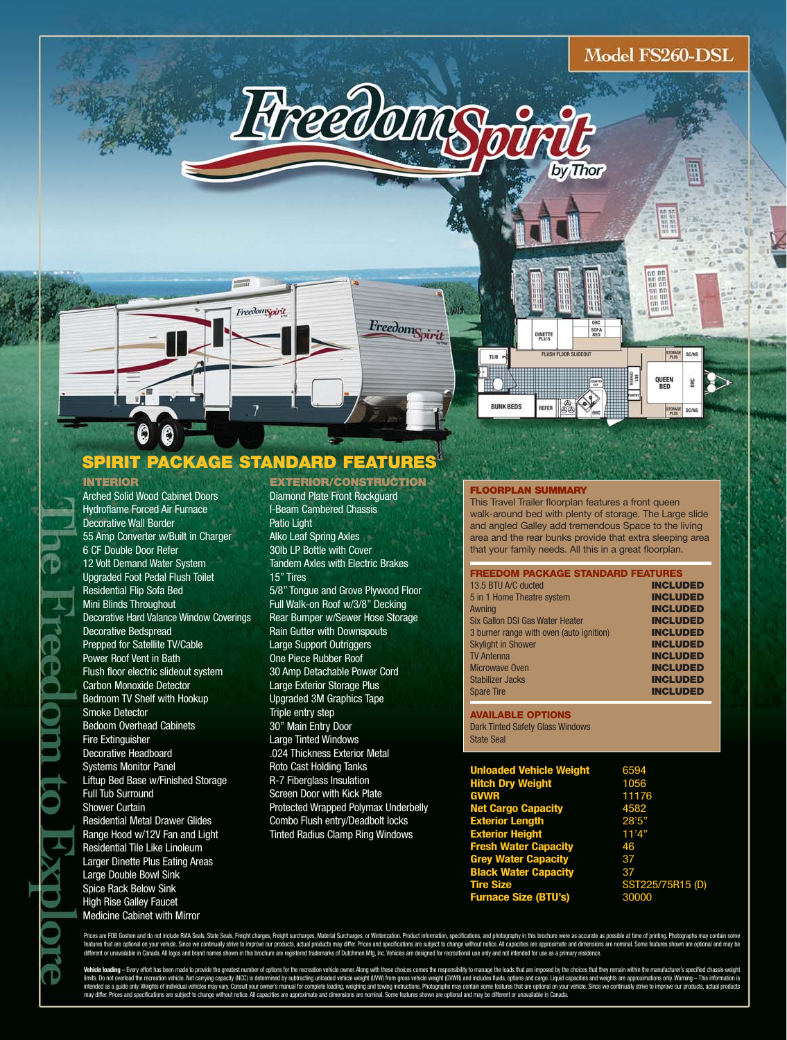Model FS260-DSL

Freedom Spirit by Thor

## SPIRIT PACKAGE STANDARD FEATURES

### INTERIOR

- Arched Solid Wood Cabinet Doors
- Hydroflame Forced Air Furnace
- Decorative Wall Border
- 55 Amp Converter w/Built in Charger
- 6 CF Double Door Refer
- 12 Volt Demand Water System
- Upgraded Foot Pedal Flush Toilet
- Residential Flip Sofa Bed
- Mini Blinds Throughout
- Decorative Hard Valance Window Coverings
- Decorative Bedspread
- Prepped for Satellite TV/Cable
- Power Roof Vent in Bath
- Flush floor electric slideout system
- Carbon Monoxide Detector
- Bedroom TV Shelf with Hookup
- Smoke Detector
- Bedroom Overhead Cabinets
- Fire Extinguisher
- Decorative Headboard
- Systems Monitor Panel
- Liftup Bed Base w/Finished Storage
- Full Tub Surround
- Shower Curtain
- Residential Metal Drawer Glides
- Range Hood w/12V Fan and Light
- Residential Tile Like Linoleum
- Larger Dinette Plus Eating Areas
- Large Double Bowl Sink
- Spice Rack Below Sink
- High Rise Galley Faucet
- Medicine Cabinet with Mirror

### EXTERIOR/CONSTRUCTION

- Diamond Plate Front Rockguard
- I-Beam Cambered Chassis
- Patio Light
- Alko Leaf Spring Axles
- 30lb LP Bottle with Cover
- Tandem Axles with Electric Brakes
- 15" Tires
- 5/8" Tongue and Grove Plywood Floor
- Full Walk-on Roof w/3/8" Decking
- Rear Bumper w/Sewer Hose Storage
- Rain Gutter with Downspouts
- Large Support Outriggers
- One Piece Rubber Roof
- 30 Amp Detachable Power Cord
- Large Exterior Storage Plus
- Upgraded 3M Graphics Tape
- Triple entry step
- 30" Main Entry Door
- Large Tinted Windows
- .024 Thickness Exterior Metal
- Roto Cast Holding Tanks
- R-7 Fiberglass Insulation
- Screen Door with Kick Plate
- Protected Wrapped Polymax Underbelly
- Combo Flush entry/Deadbolt locks
- Tinted Radius Clamp Ring Windows

### FLOORPLAN SUMMARY

This Travel Trailer floorplan features a front queen walk-around bed with plenty of storage. The Large slide and angled Galley add tremendous Space to the living area and the rear bunks provide that extra sleeping area that your family needs. All this in a great floorplan.

### FREEDOM PACKAGE STANDARD FEATURES

| Feature | |
|---|---|
| 13.5 BTU A/C ducted | INCLUDED |
| 5 in 1 Home Theatre system | INCLUDED |
| Awning | INCLUDED |
| Six Gallon DSI Gas Water Heater | INCLUDED |
| 3 burner range with oven (auto ignition) | INCLUDED |
| Skylight in Shower | INCLUDED |
| TV Antenna | INCLUDED |
| Microwave Oven | INCLUDED |
| Stabilizer Jacks | INCLUDED |
| Spare Tire | INCLUDED |

### AVAILABLE OPTIONS

- Dark Tinted Safety Glass Windows
- State Seal

| Specification | |
|---|---|
| **Unloaded Vehicle Weight** | 6594 |
| **Hitch Dry Weight** | 1056 |
| **GVWR** | 11176 |
| **Net Cargo Capacity** | 4582 |
| **Exterior Length** | 28'5" |
| **Exterior Height** | 11'4" |
| **Fresh Water Capacity** | 46 |
| **Grey Water Capacity** | 37 |
| **Black Water Capacity** | 37 |
| **Tire Size** | SST225/75R15 (D) |
| **Furnace Size (BTU's)** | 30000 |

The Freedom to Explore

Prices are FOB Goshen and do not include RVIA Seals, State Seals, Freight charges, Freight surcharges, Material Surcharges, or Winterization. Product information, specifications, and photography in this brochure were as accurate as possible at time of printing. Photographs may contain some features that are optional on your vehicle. Since we continually strive to improve our products, actual products may differ. Prices and specifications are subject to change without notice. All capacities are approximate and dimensions are nominal. Some features shown are optional and may be different or unavailable in Canada. All logos and brand names shown in this brochure are registered trademarks of Dutchmen Mfg, Inc. Vehicles are designed for recreational use only and not intended for use as a primary residence.

**Vehicle loading** – Every effort has been made to provide the greatest number of options for the recreation vehicle owner. Along with these choices comes the responsibility to manage the loads that are imposed by the choices that they remain within the manufacturer's specified chassis weight limits. Do not overload the recreation vehicle. Net carrying capacity (NCC) is determined by subtracting unloaded vehicle weight (UVW) from gross vehicle weight (GVWR) and includes fluids, options and cargo. Liquid capacities and weights are approximations only. Warning – This information is intended as a guide only. Weights of individual vehicles may vary. Consult your owner's manual for complete loading, weighing and towing instructions. Photographs may contain some features that are optional on your vehicle. Since we continually strive to improve our products, actual products may differ. Prices and specifications are subject to change without notice. All capacities are approximate and dimensions are nominal. Some features shown are optional and may be different or unavailable in Canada.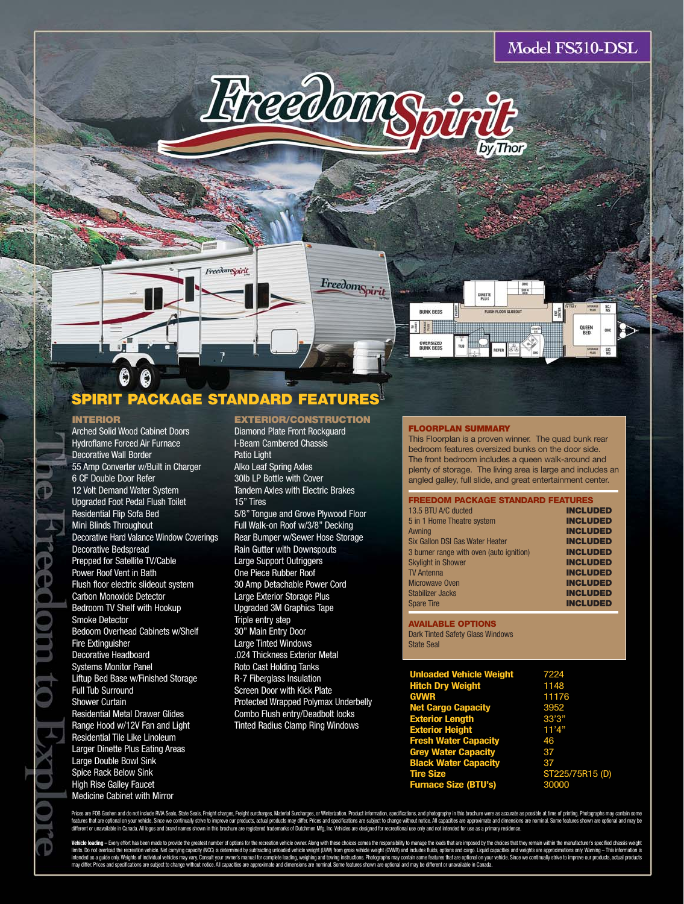# Model FS310-DSL

## Freedom Spirit by Thor

## SPIRIT PACKAGE STANDARD FEATURES

### INTERIOR

- Arched Solid Wood Cabinet Doors
- Hydroflame Forced Air Furnace
- Decorative Wall Border
- 55 Amp Converter w/Built in Charger
- 6 CF Double Door Refer
- 12 Volt Demand Water System
- Upgraded Foot Pedal Flush Toilet
- Residential Flip Sofa Bed
- Mini Blinds Throughout
- Decorative Hard Valance Window Coverings
- Decorative Bedspread
- Prepped for Satellite TV/Cable
- Power Roof Vent in Bath
- Flush floor electric slideout system
- Carbon Monoxide Detector
- Bedroom TV Shelf with Hookup
- Smoke Detector
- Bedoom Overhead Cabinets w/Shelf
- Fire Extinguisher
- Decorative Headboard
- Systems Monitor Panel
- Liftup Bed Base w/Finished Storage
- Full Tub Surround
- Shower Curtain
- Residential Metal Drawer Glides
- Range Hood w/12V Fan and Light
- Residential Tile Like Linoleum
- Larger Dinette Plus Eating Areas
- Large Double Bowl Sink
- Spice Rack Below Sink
- High Rise Galley Faucet
- Medicine Cabinet with Mirror

### EXTERIOR/CONSTRUCTION

- Diamond Plate Front Rockguard
- I-Beam Cambered Chassis
- Patio Light
- Alko Leaf Spring Axles
- 30lb LP Bottle with Cover
- Tandem Axles with Electric Brakes
- 15" Tires
- 5/8" Tongue and Grove Plywood Floor
- Full Walk-on Roof w/3/8" Decking
- Rear Bumper w/Sewer Hose Storage
- Rain Gutter with Downspouts
- Large Support Outriggers
- One Piece Rubber Roof
- 30 Amp Detachable Power Cord
- Large Exterior Storage Plus
- Upgraded 3M Graphics Tape
- Triple entry step
- 30" Main Entry Door
- Large Tinted Windows
- .024 Thickness Exterior Metal
- Roto Cast Holding Tanks
- R-7 Fiberglass Insulation
- Screen Door with Kick Plate
- Protected Wrapped Polymax Underbelly
- Combo Flush entry/Deadbolt locks
- Tinted Radius Clamp Ring Windows

### FLOORPLAN SUMMARY

This Floorplan is a proven winner. The quad bunk rear bedroom features oversized bunks on the door side. The front bedroom includes a queen walk-around and plenty of storage. The living area is large and includes an angled galley, full slide, and great entertainment center.

### FREEDOM PACKAGE STANDARD FEATURES

| Feature | |
|---|---|
| 13.5 BTU A/C ducted | INCLUDED |
| 5 in 1 Home Theatre system | INCLUDED |
| Awning | INCLUDED |
| Six Gallon DSI Gas Water Heater | INCLUDED |
| 3 burner range with oven (auto ignition) | INCLUDED |
| Skylight in Shower | INCLUDED |
| TV Antenna | INCLUDED |
| Microwave Oven | INCLUDED |
| Stabilizer Jacks | INCLUDED |
| Spare Tire | INCLUDED |

### AVAILABLE OPTIONS

- Dark Tinted Safety Glass Windows
- State Seal

| Specification | |
|---|---|
| **Unloaded Vehicle Weight** | 7224 |
| **Hitch Dry Weight** | 1148 |
| **GVWR** | 11176 |
| **Net Cargo Capacity** | 3952 |
| **Exterior Length** | 33'3" |
| **Exterior Height** | 11'4" |
| **Fresh Water Capacity** | 46 |
| **Grey Water Capacity** | 37 |
| **Black Water Capacity** | 37 |
| **Tire Size** | ST225/75R15 (D) |
| **Furnace Size (BTU's)** | 30000 |

The Freedom to Explore

Prices are FOB Goshen and do not include RVIA Seals, State Seals, Freight charges, Freight surcharges, Material Surcharges, or Winterization. Product information, specifications, and photography in this brochure were as accurate as possible at time of printing. Photographs may contain some features that are optional on your vehicle. Since we continually strive to improve our products, actual products may differ. Prices and specifications are subject to change without notice. All capacities are approximate and dimensions are nominal. Some features shown are optional and may be different or unavailable in Canada. All logos and brand names shown in this brochure are registered trademarks of Dutchmen Mfg, Inc. Vehicles are designed for recreational use only and not intended for use as a primary residence.

**Vehicle loading** – Every effort has been made to provide the greatest number of options for the recreation vehicle owner. Along with these choices comes the responsibility to manage the loads that are imposed by the choices that they remain within the manufacturer's specified chassis weight limits. Do not overload the recreation vehicle. Net carrying capacity (NCC) is determined by subtracting unloaded vehicle weight (UVW) from gross vehicle weight (GVWR) and includes fluids, options and cargo. Liquid capacities and weights are approximations only. Warning – This information is intended as a guide only. Weights of individual vehicles may vary. Consult your owner's manual for complete loading, weighing and towing instructions. Photographs may contain some features that are optional on your vehicle. Since we continually strive to improve our products, actual products may differ. Prices and specifications are subject to change without notice. All capacities are approximate and dimensions are nominal. Some features shown are optional and may be different or unavailable in Canada.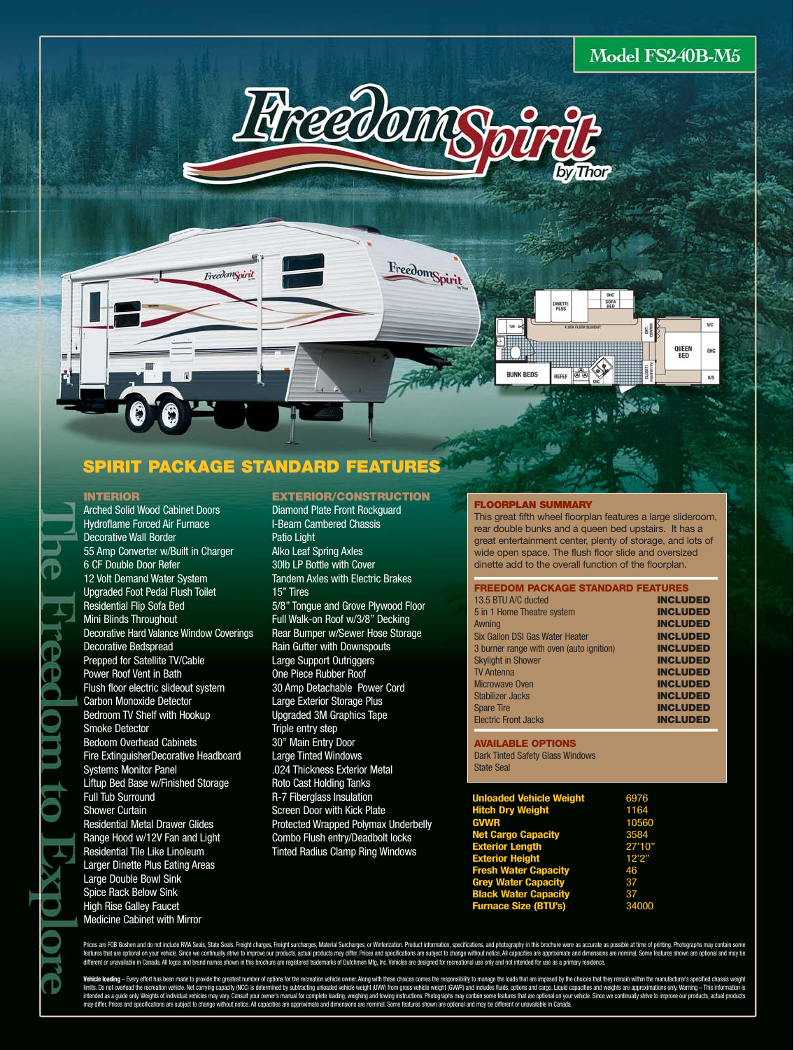## Model FS240B-M5

# Freedom Spirit by Thor

## SPIRIT PACKAGE STANDARD FEATURES

### INTERIOR

Arched Solid Wood Cabinet Doors
Hydroflame Forced Air Furnace
Decorative Wall Border
55 Amp Converter w/Built in Charger
6 CF Double Door Refer
12 Volt Demand Water System
Upgraded Foot Pedal Flush Toilet
Residential Flip Sofa Bed
Mini Blinds Throughout
Decorative Hard Valance Window Coverings
Decorative Bedspread
Prepped for Satellite TV/Cable
Power Roof Vent in Bath
Flush floor electric slideout system
Carbon Monoxide Detector
Bedroom TV Shelf with Hookup
Smoke Detector
Bedoom Overhead Cabinets
Fire ExtinguisherDecorative Headboard
Systems Monitor Panel
Liftup Bed Base w/Finished Storage
Full Tub Surround
Shower Curtain
Residential Metal Drawer Glides
Range Hood w/12V Fan and Light
Residential Tile Like Linoleum
Larger Dinette Plus Eating Areas
Large Double Bowl Sink
Spice Rack Below Sink
High Rise Galley Faucet
Medicine Cabinet with Mirror

### EXTERIOR/CONSTRUCTION

Diamond Plate Front Rockguard
I-Beam Cambered Chassis
Patio Light
Alko Leaf Spring Axles
30lb LP Bottle with Cover
Tandem Axles with Electric Brakes
15" Tires
5/8" Tongue and Grove Plywood Floor
Full Walk-on Roof w/3/8" Decking
Rear Bumper w/Sewer Hose Storage
Rain Gutter with Downspouts
Large Support Outriggers
One Piece Rubber Roof
30 Amp Detachable Power Cord
Large Exterior Storage Plus
Upgraded 3M Graphics Tape
Triple entry step
30" Main Entry Door
Large Tinted Windows
.024 Thickness Exterior Metal
Roto Cast Holding Tanks
R-7 Fiberglass Insulation
Screen Door with Kick Plate
Protected Wrapped Polymax Underbelly
Combo Flush entry/Deadbolt locks
Tinted Radius Clamp Ring Windows

### FLOORPLAN SUMMARY

This great fifth wheel floorplan features a large slideroom, rear double bunks and a queen bed upstairs. It has a great entertainment center, plenty of storage, and lots of wide open space. The flush floor slide and oversized dinette add to the overall function of the floorplan.

### FREEDOM PACKAGE STANDARD FEATURES

| | |
|---|---|
| 13.5 BTU A/C ducted | INCLUDED |
| 5 in 1 Home Theatre system | INCLUDED |
| Awning | INCLUDED |
| Six Gallon DSI Gas Water Heater | INCLUDED |
| 3 burner range with oven (auto ignition) | INCLUDED |
| Skylight in Shower | INCLUDED |
| TV Antenna | INCLUDED |
| Microwave Oven | INCLUDED |
| Stabilizer Jacks | INCLUDED |
| Spare Tire | INCLUDED |
| Electric Front Jacks | INCLUDED |

### AVAILABLE OPTIONS

Dark Tinted Safety Glass Windows
State Seal

| | |
|---|---|
| **Unloaded Vehicle Weight** | 6976 |
| **Hitch Dry Weight** | 1164 |
| **GVWR** | 10560 |
| **Net Cargo Capacity** | 3584 |
| **Exterior Length** | 27'10" |
| **Exterior Height** | 12'2" |
| **Fresh Water Capacity** | 46 |
| **Grey Water Capacity** | 37 |
| **Black Water Capacity** | 37 |
| **Furnace Size (BTU's)** | 34000 |

The Freedom to Explore

Prices are FOB Goshen and do not include RVIA Seals, State Seals, Freight charges, Freight surcharges, Material Surcharges, or Winterization. Product information, specifications, and photography in this brochure were as accurate as possible at time of printing. Photographs may contain some features that are optional on your vehicle. Since we continually strive to improve our products, actual products may differ. Prices and specifications are subject to change without notice. All capacities are approximate and dimensions are nominal. Some features shown are optional and may be different or unavailable in Canada. All logos and brand names shown in this brochure are registered trademarks of Dutchmen Mfg, Inc. Vehicles are designed for recreational use only and not intended for use as a primary residence.

**Vehicle loading** – Every effort has been made to provide the greatest number of options for the recreation vehicle owner. Along with these choices comes the responsibility to manage the loads that are imposed by the choices that they remain within the manufacturer's specified chassis weight limits. Do not overload the recreation vehicle. Net carrying capacity (NCC) is determined by subtracting unloaded vehicle weight (UVW) from gross vehicle weight (GVWR) and includes fluids, options and cargo. Liquid capacities and weights are approximations only. Warning – This information is intended as a guide only. Weights of individual vehicles may vary. Consult your owner's manual for complete loading, weighing and towing instructions. Photographs may contain some features that are optional on your vehicle. Since we continually strive to improve our products, actual products may differ. Prices and specifications are subject to change without notice. All capacities are approximate and dimensions are nominal. Some features shown are optional and may be different or unavailable in Canada.